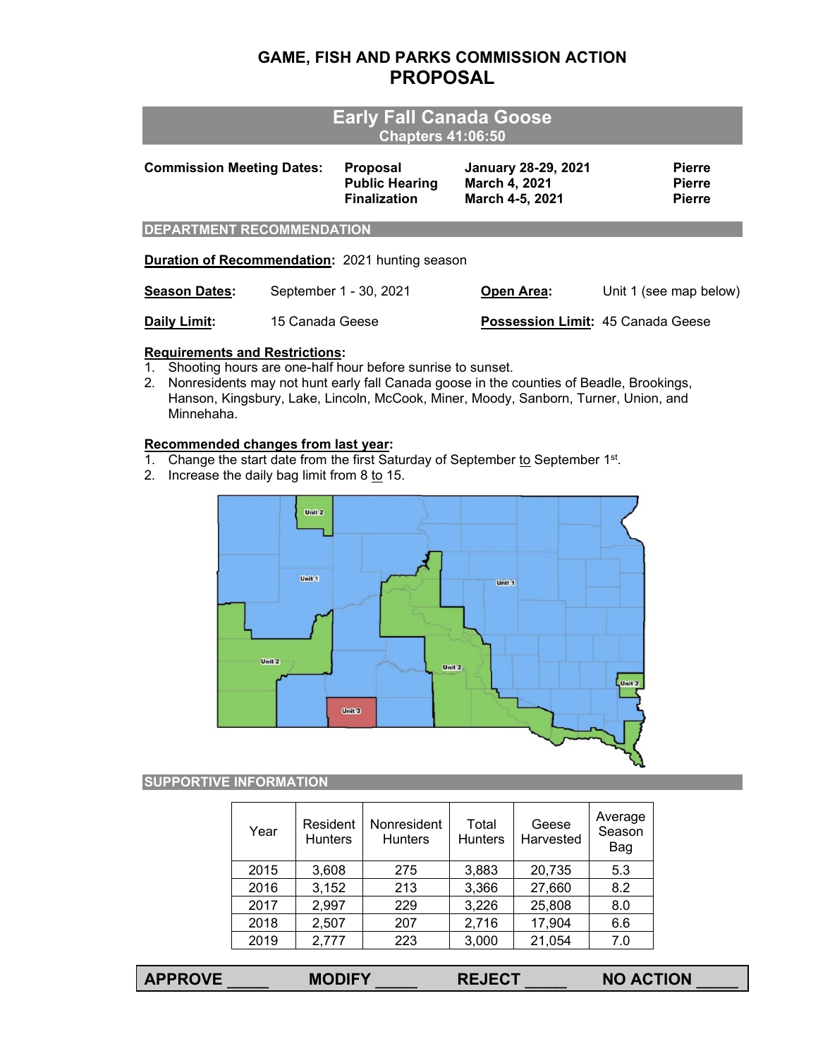# GAME, FISH AND PARKS COMMISSION ACTION
## PROPOSAL

## Early Fall Canada Goose
### Chapters 41:06:50

| **Commission Meeting Dates:** | **Proposal** | **January 28-29, 2021** | **Pierre** |
|---|---|---|---|
| | **Public Hearing** | **March 4, 2021** | **Pierre** |
| | **Finalization** | **March 4-5, 2021** | **Pierre** |

### DEPARTMENT RECOMMENDATION

**Duration of Recommendation**: 2021 hunting season

**Season Dates:** September 1 - 30, 2021

**Open Area:** Unit 1 (see map below)

**Daily Limit:** 15 Canada Geese

**Possession Limit:** 45 Canada Geese

**Requirements and Restrictions:**

1. Shooting hours are one-half hour before sunrise to sunset.
2. Nonresidents may not hunt early fall Canada goose in the counties of Beadle, Brookings, Hanson, Kingsbury, Lake, Lincoln, McCook, Miner, Moody, Sanborn, Turner, Union, and Minnehaha.

**Recommended changes from last year:**

1. Change the start date from the first Saturday of September to September 1st.
2. Increase the daily bag limit from 8 to 15.

Unit 2

Unit 1

Unit 1

Unit 2

Unit 2

Unit 2

Unit 3

### SUPPORTIVE INFORMATION

| Year | Resident Hunters | Nonresident Hunters | Total Hunters | Geese Harvested | Average Season Bag |
|---|---|---|---|---|---|
| 2015 | 3,608 | 275 | 3,883 | 20,735 | 5.3 |
| 2016 | 3,152 | 213 | 3,366 | 27,660 | 8.2 |
| 2017 | 2,997 | 229 | 3,226 | 25,808 | 8.0 |
| 2018 | 2,507 | 207 | 2,716 | 17,904 | 6.6 |
| 2019 | 2,777 | 223 | 3,000 | 21,054 | 7.0 |

**APPROVE _____ MODIFY _____ REJECT _____ NO ACTION _____**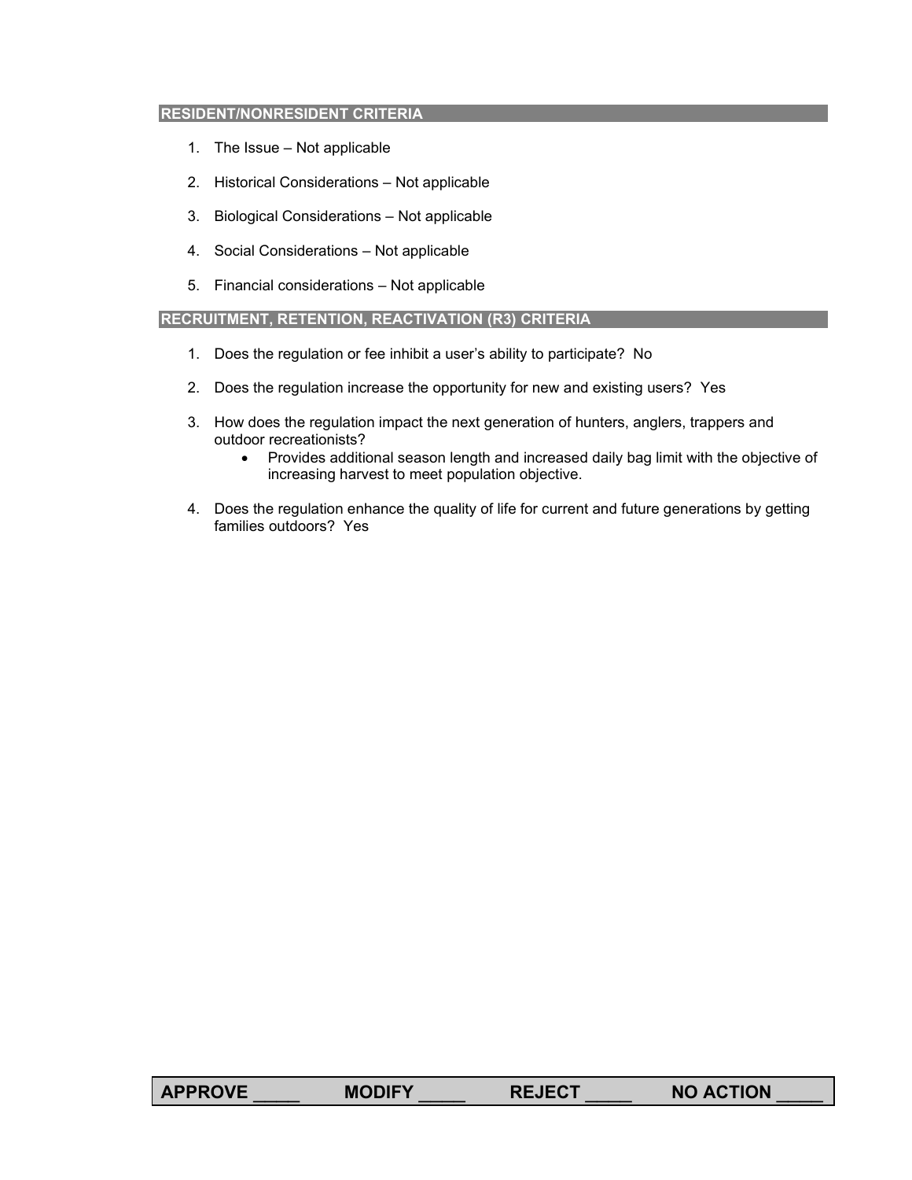## RESIDENT/NONRESIDENT CRITERIA

1. The Issue – Not applicable

2. Historical Considerations – Not applicable

3. Biological Considerations – Not applicable

4. Social Considerations – Not applicable

5. Financial considerations – Not applicable

## RECRUITMENT, RETENTION, REACTIVATION (R3) CRITERIA

1. Does the regulation or fee inhibit a user's ability to participate? No

2. Does the regulation increase the opportunity for new and existing users? Yes

3. How does the regulation impact the next generation of hunters, anglers, trappers and outdoor recreationists?
   - Provides additional season length and increased daily bag limit with the objective of increasing harvest to meet population objective.

4. Does the regulation enhance the quality of life for current and future generations by getting families outdoors? Yes

| | | | |
|---|---|---|---|
| **APPROVE _____** | **MODIFY _____** | **REJECT _____** | **NO ACTION _____** |